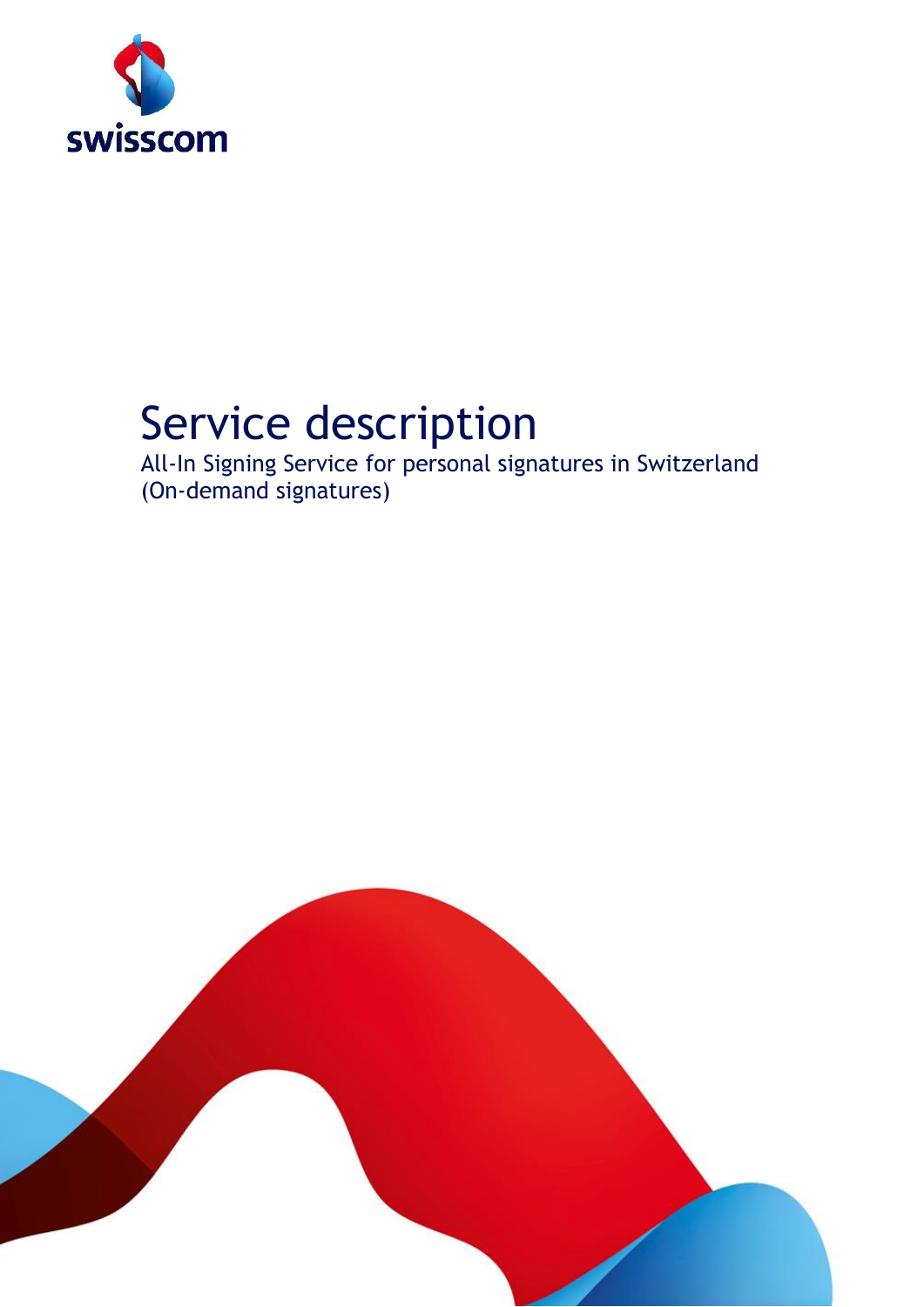swisscom

# Service description

All-In Signing Service for personal signatures in Switzerland
(On-demand signatures)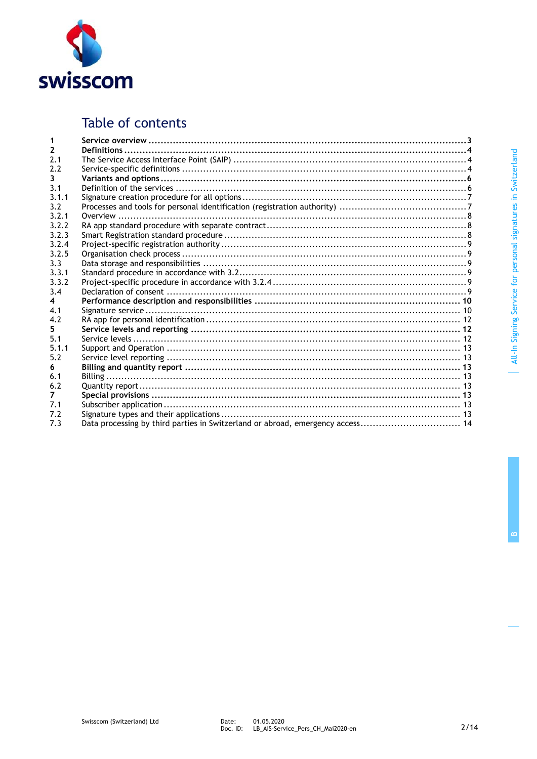# Table of contents

| | | |
|---|---|---|
| **1** | **Service overview** | **3** |
| **2** | **Definitions** | **4** |
| 2.1 | The Service Access Interface Point (SAIP) | 4 |
| 2.2 | Service-specific definitions | 4 |
| **3** | **Variants and options** | **6** |
| 3.1 | Definition of the services | 6 |
| 3.1.1 | Signature creation procedure for all options | 7 |
| 3.2 | Processes and tools for personal identification (registration authority) | 7 |
| 3.2.1 | Overview | 8 |
| 3.2.2 | RA app standard procedure with separate contract | 8 |
| 3.2.3 | Smart Registration standard procedure | 8 |
| 3.2.4 | Project-specific registration authority | 9 |
| 3.2.5 | Organisation check process | 9 |
| 3.3 | Data storage and responsibilities | 9 |
| 3.3.1 | Standard procedure in accordance with 3.2 | 9 |
| 3.3.2 | Project-specific procedure in accordance with 3.2.4 | 9 |
| 3.4 | Declaration of consent | 9 |
| **4** | **Performance description and responsibilities** | **10** |
| 4.1 | Signature service | 10 |
| 4.2 | RA app for personal identification | 12 |
| **5** | **Service levels and reporting** | **12** |
| 5.1 | Service levels | 12 |
| 5.1.1 | Support and Operation | 13 |
| 5.2 | Service level reporting | 13 |
| **6** | **Billing and quantity report** | **13** |
| 6.1 | Billing | 13 |
| 6.2 | Quantity report | 13 |
| **7** | **Special provisions** | **13** |
| 7.1 | Subscriber application | 13 |
| 7.2 | Signature types and their applications | 13 |
| 7.3 | Data processing by third parties in Switzerland or abroad, emergency access | 14 |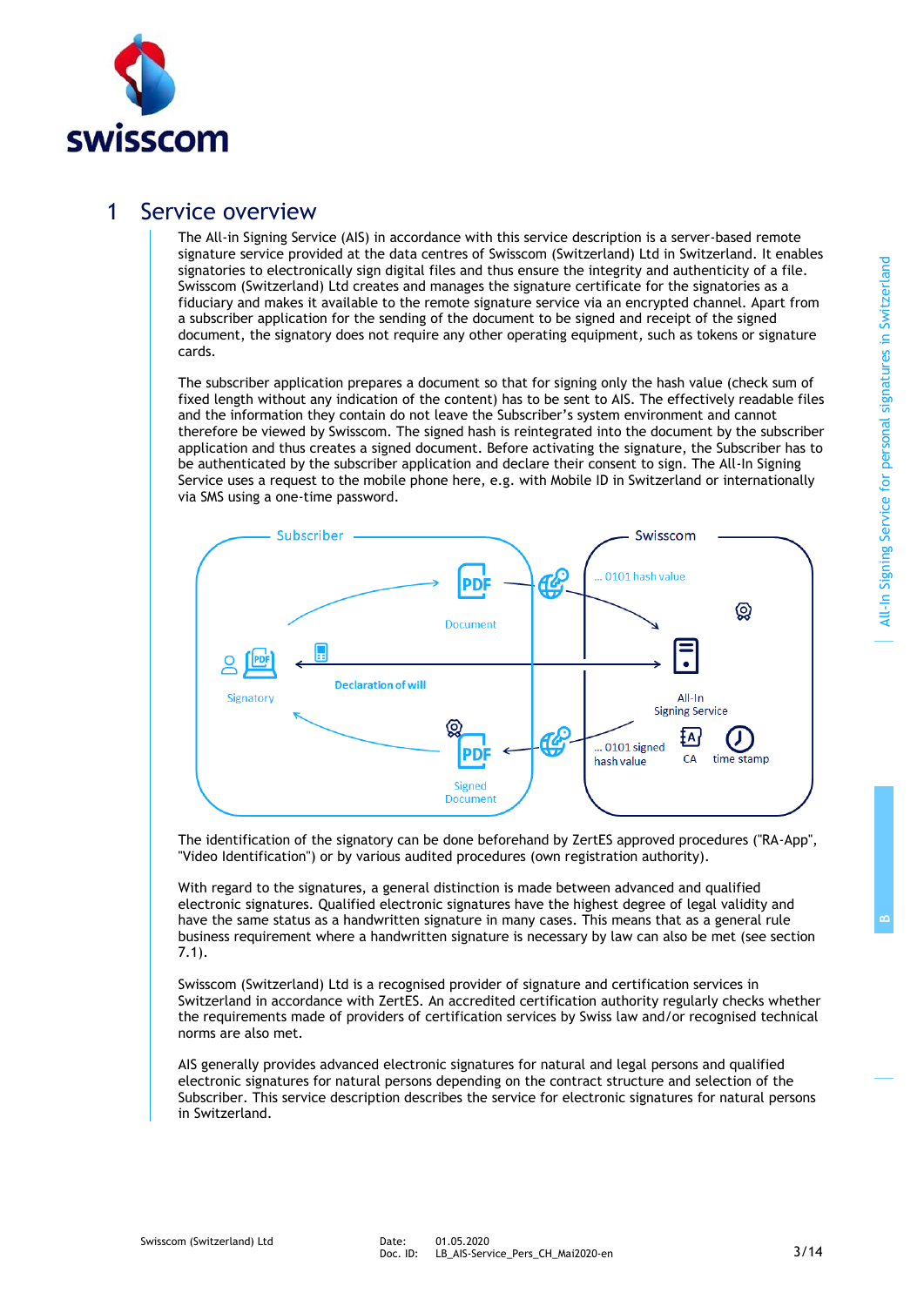# 1 Service overview

The All-in Signing Service (AIS) in accordance with this service description is a server-based remote signature service provided at the data centres of Swisscom (Switzerland) Ltd in Switzerland. It enables signatories to electronically sign digital files and thus ensure the integrity and authenticity of a file. Swisscom (Switzerland) Ltd creates and manages the signature certificate for the signatories as a fiduciary and makes it available to the remote signature service via an encrypted channel. Apart from a subscriber application for the sending of the document to be signed and receipt of the signed document, the signatory does not require any other operating equipment, such as tokens or signature cards.

The subscriber application prepares a document so that for signing only the hash value (check sum of fixed length without any indication of the content) has to be sent to AIS. The effectively readable files and the information they contain do not leave the Subscriber's system environment and cannot therefore be viewed by Swisscom. The signed hash is reintegrated into the document by the subscriber application and thus creates a signed document. Before activating the signature, the Subscriber has to be authenticated by the subscriber application and declare their consent to sign. The All-In Signing Service uses a request to the mobile phone here, e.g. with Mobile ID in Switzerland or internationally via SMS using a one-time password.

The identification of the signatory can be done beforehand by ZertES approved procedures ("RA-App", "Video Identification") or by various audited procedures (own registration authority).

With regard to the signatures, a general distinction is made between advanced and qualified electronic signatures. Qualified electronic signatures have the highest degree of legal validity and have the same status as a handwritten signature in many cases. This means that as a general rule business requirement where a handwritten signature is necessary by law can also be met (see section 7.1).

Swisscom (Switzerland) Ltd is a recognised provider of signature and certification services in Switzerland in accordance with ZertES. An accredited certification authority regularly checks whether the requirements made of providers of certification services by Swiss law and/or recognised technical norms are also met.

AIS generally provides advanced electronic signatures for natural and legal persons and qualified electronic signatures for natural persons depending on the contract structure and selection of the Subscriber. This service description describes the service for electronic signatures for natural persons in Switzerland.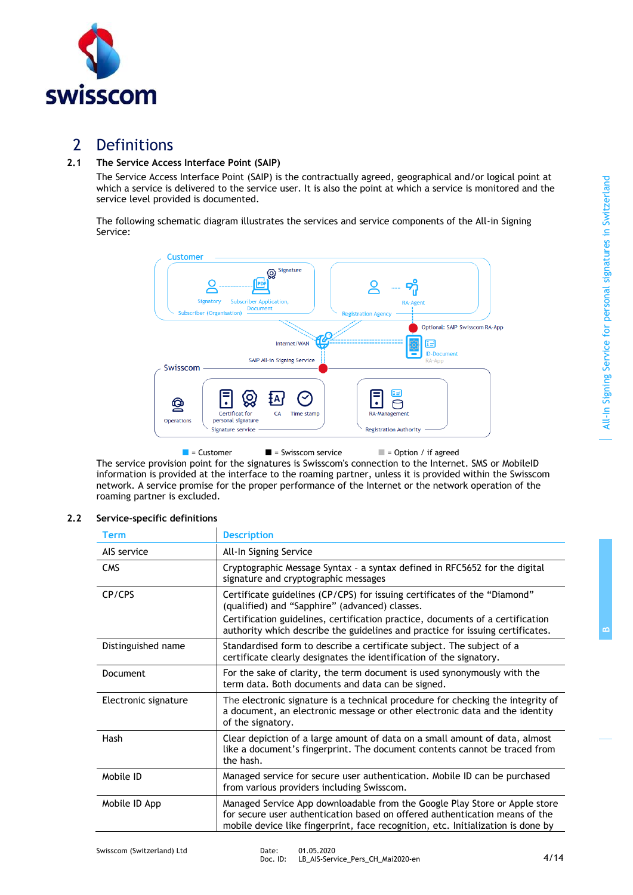# 2 Definitions

## 2.1 The Service Access Interface Point (SAIP)

The Service Access Interface Point (SAIP) is the contractually agreed, geographical and/or logical point at which a service is delivered to the service user. It is also the point at which a service is monitored and the service level provided is documented.

The following schematic diagram illustrates the services and service components of the All-in Signing Service:

■ = Customer ■ = Swisscom service ■ = Option / if agreed

The service provision point for the signatures is Swisscom's connection to the Internet. SMS or MobileID information is provided at the interface to the roaming partner, unless it is provided within the Swisscom network. A service promise for the proper performance of the Internet or the network operation of the roaming partner is excluded.

## 2.2 Service-specific definitions

| Term | Description |
|---|---|
| AIS service | All-In Signing Service |
| CMS | Cryptographic Message Syntax – a syntax defined in RFC5652 for the digital signature and cryptographic messages |
| CP/CPS | Certificate guidelines (CP/CPS) for issuing certificates of the "Diamond" (qualified) and "Sapphire" (advanced) classes.<br>Certification guidelines, certification practice, documents of a certification authority which describe the guidelines and practice for issuing certificates. |
| Distinguished name | Standardised form to describe a certificate subject. The subject of a certificate clearly designates the identification of the signatory. |
| Document | For the sake of clarity, the term document is used synonymously with the term data. Both documents and data can be signed. |
| Electronic signature | The electronic signature is a technical procedure for checking the integrity of a document, an electronic message or other electronic data and the identity of the signatory. |
| Hash | Clear depiction of a large amount of data on a small amount of data, almost like a document's fingerprint. The document contents cannot be traced from the hash. |
| Mobile ID | Managed service for secure user authentication. Mobile ID can be purchased from various providers including Swisscom. |
| Mobile ID App | Managed Service App downloadable from the Google Play Store or Apple store for secure user authentication based on offered authentication means of the mobile device like fingerprint, face recognition, etc. Initialization is done by |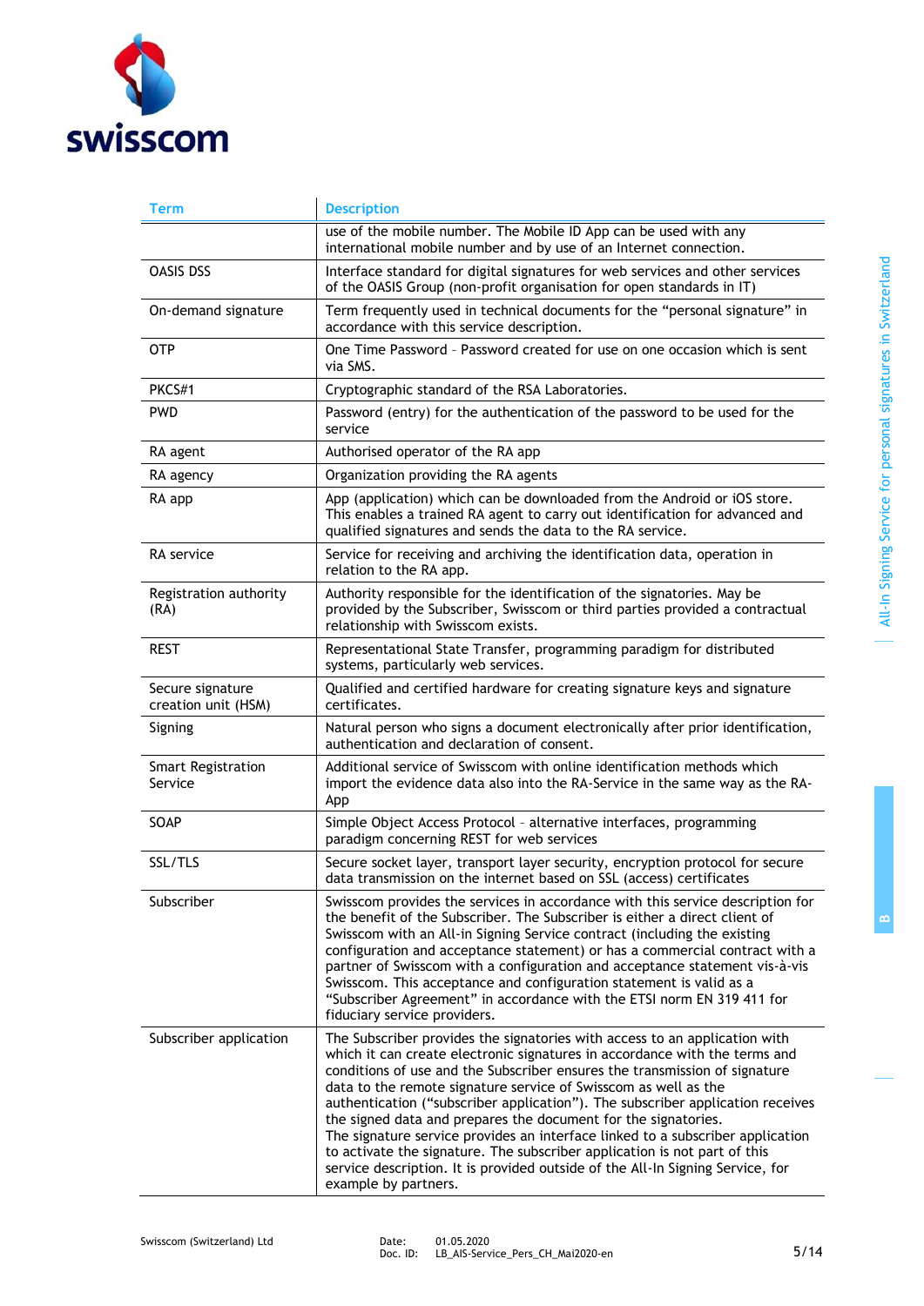| Term | Description |
|---|---|
| | use of the mobile number. The Mobile ID App can be used with any international mobile number and by use of an Internet connection. |
| OASIS DSS | Interface standard for digital signatures for web services and other services of the OASIS Group (non-profit organisation for open standards in IT) |
| On-demand signature | Term frequently used in technical documents for the "personal signature" in accordance with this service description. |
| OTP | One Time Password – Password created for use on one occasion which is sent via SMS. |
| PKCS#1 | Cryptographic standard of the RSA Laboratories. |
| PWD | Password (entry) for the authentication of the password to be used for the service |
| RA agent | Authorised operator of the RA app |
| RA agency | Organization providing the RA agents |
| RA app | App (application) which can be downloaded from the Android or iOS store. This enables a trained RA agent to carry out identification for advanced and qualified signatures and sends the data to the RA service. |
| RA service | Service for receiving and archiving the identification data, operation in relation to the RA app. |
| Registration authority (RA) | Authority responsible for the identification of the signatories. May be provided by the Subscriber, Swisscom or third parties provided a contractual relationship with Swisscom exists. |
| REST | Representational State Transfer, programming paradigm for distributed systems, particularly web services. |
| Secure signature creation unit (HSM) | Qualified and certified hardware for creating signature keys and signature certificates. |
| Signing | Natural person who signs a document electronically after prior identification, authentication and declaration of consent. |
| Smart Registration Service | Additional service of Swisscom with online identification methods which import the evidence data also into the RA-Service in the same way as the RA-App |
| SOAP | Simple Object Access Protocol – alternative interfaces, programming paradigm concerning REST for web services |
| SSL/TLS | Secure socket layer, transport layer security, encryption protocol for secure data transmission on the internet based on SSL (access) certificates |
| Subscriber | Swisscom provides the services in accordance with this service description for the benefit of the Subscriber. The Subscriber is either a direct client of Swisscom with an All-in Signing Service contract (including the existing configuration and acceptance statement) or has a commercial contract with a partner of Swisscom with a configuration and acceptance statement vis-à-vis Swisscom. This acceptance and configuration statement is valid as a "Subscriber Agreement" in accordance with the ETSI norm EN 319 411 for fiduciary service providers. |
| Subscriber application | The Subscriber provides the signatories with access to an application with which it can create electronic signatures in accordance with the terms and conditions of use and the Subscriber ensures the transmission of signature data to the remote signature service of Swisscom as well as the authentication ("subscriber application"). The subscriber application receives the signed data and prepares the document for the signatories. The signature service provides an interface linked to a subscriber application to activate the signature. The subscriber application is not part of this service description. It is provided outside of the All-In Signing Service, for example by partners. |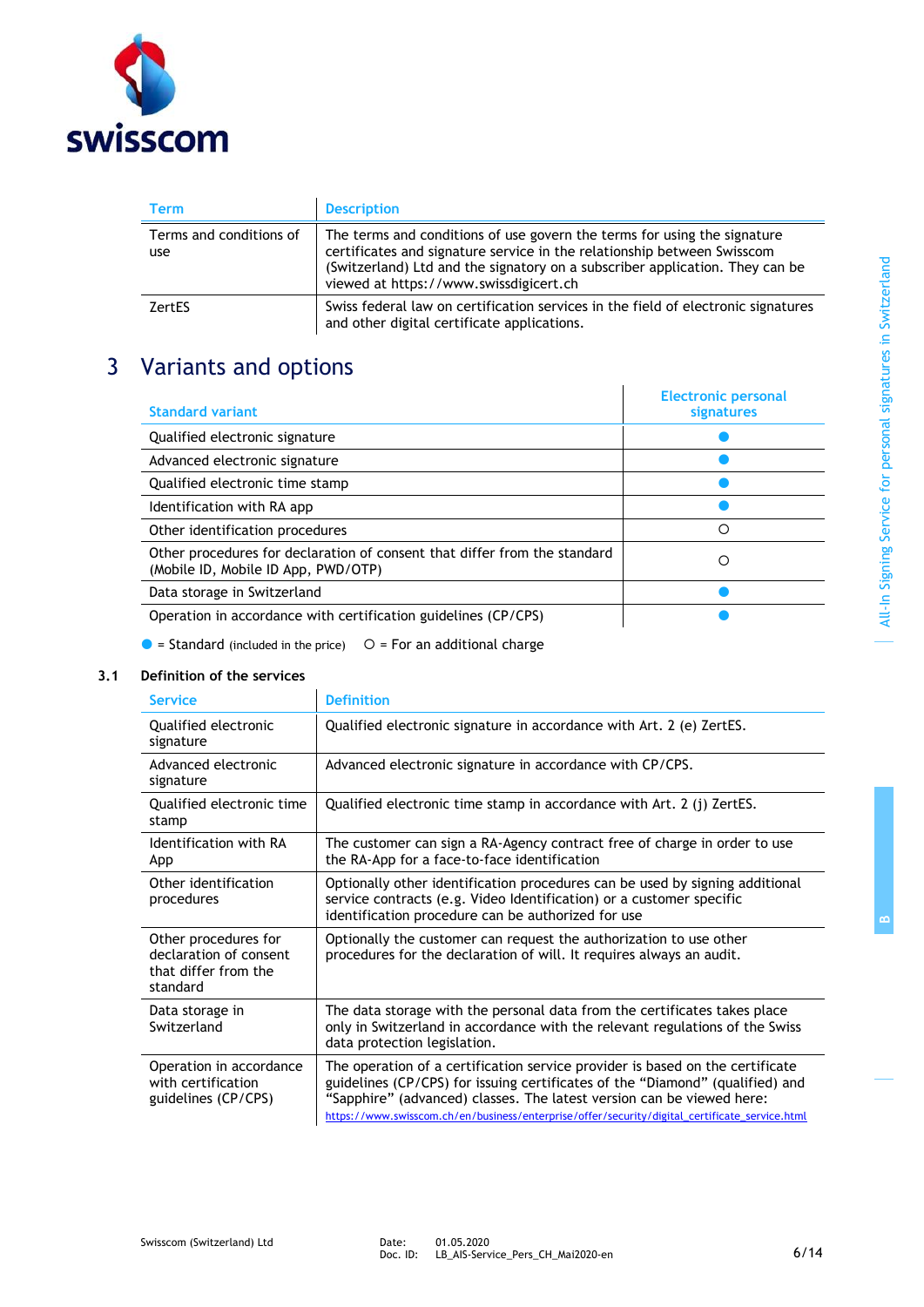| Term | Description |
|---|---|
| Terms and conditions of use | The terms and conditions of use govern the terms for using the signature certificates and signature service in the relationship between Swisscom (Switzerland) Ltd and the signatory on a subscriber application. They can be viewed at https://www.swissdigicert.ch |
| ZertES | Swiss federal law on certification services in the field of electronic signatures and other digital certificate applications. |

# 3 Variants and options

| Standard variant | Electronic personal signatures |
|---|---|
| Qualified electronic signature | ● |
| Advanced electronic signature | ● |
| Qualified electronic time stamp | ● |
| Identification with RA app | ● |
| Other identification procedures | ○ |
| Other procedures for declaration of consent that differ from the standard (Mobile ID, Mobile ID App, PWD/OTP) | ○ |
| Data storage in Switzerland | ● |
| Operation in accordance with certification guidelines (CP/CPS) | ● |

● = Standard (included in the price) ○ = For an additional charge

## 3.1 Definition of the services

| Service | Definition |
|---|---|
| Qualified electronic signature | Qualified electronic signature in accordance with Art. 2 (e) ZertES. |
| Advanced electronic signature | Advanced electronic signature in accordance with CP/CPS. |
| Qualified electronic time stamp | Qualified electronic time stamp in accordance with Art. 2 (j) ZertES. |
| Identification with RA App | The customer can sign a RA-Agency contract free of charge in order to use the RA-App for a face-to-face identification |
| Other identification procedures | Optionally other identification procedures can be used by signing additional service contracts (e.g. Video Identification) or a customer specific identification procedure can be authorized for use |
| Other procedures for declaration of consent that differ from the standard | Optionally the customer can request the authorization to use other procedures for the declaration of will. It requires always an audit. |
| Data storage in Switzerland | The data storage with the personal data from the certificates takes place only in Switzerland in accordance with the relevant regulations of the Swiss data protection legislation. |
| Operation in accordance with certification guidelines (CP/CPS) | The operation of a certification service provider is based on the certificate guidelines (CP/CPS) for issuing certificates of the "Diamond" (qualified) and "Sapphire" (advanced) classes. The latest version can be viewed here: https://www.swisscom.ch/en/business/enterprise/offer/security/digital_certificate_service.html |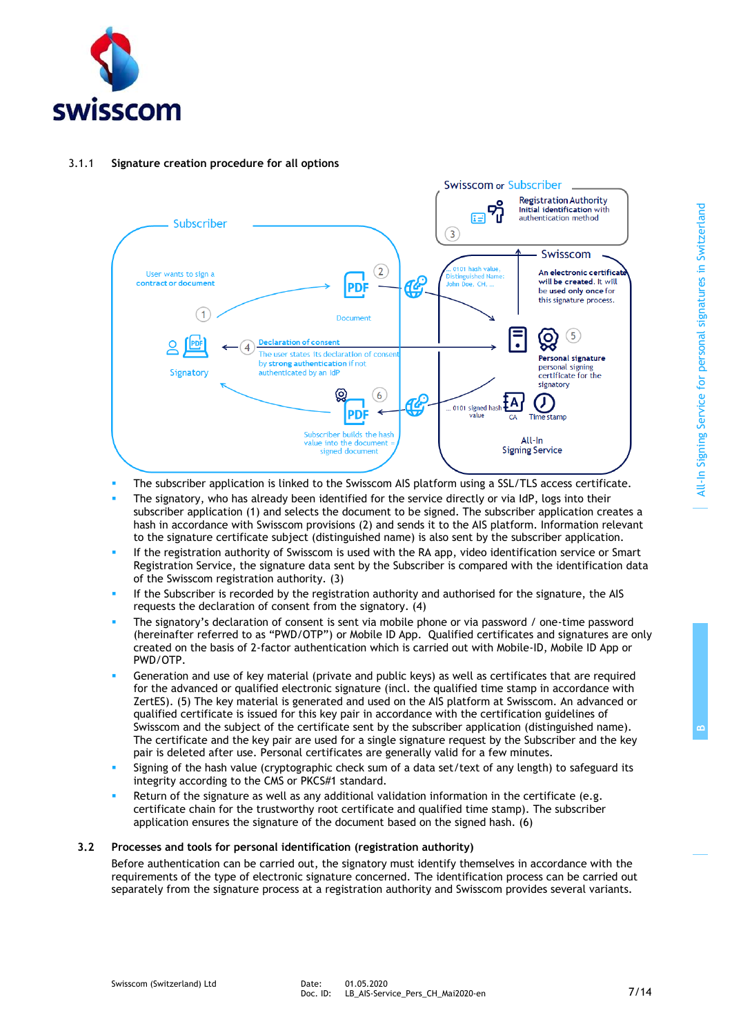### 3.1.1 Signature creation procedure for all options

- The subscriber application is linked to the Swisscom AIS platform using a SSL/TLS access certificate.
- The signatory, who has already been identified for the service directly or via IdP, logs into their subscriber application (1) and selects the document to be signed. The subscriber application creates a hash in accordance with Swisscom provisions (2) and sends it to the AIS platform. Information relevant to the signature certificate subject (distinguished name) is also sent by the subscriber application.
- If the registration authority of Swisscom is used with the RA app, video identification service or Smart Registration Service, the signature data sent by the Subscriber is compared with the identification data of the Swisscom registration authority. (3)
- If the Subscriber is recorded by the registration authority and authorised for the signature, the AIS requests the declaration of consent from the signatory. (4)
- The signatory's declaration of consent is sent via mobile phone or via password / one-time password (hereinafter referred to as "PWD/OTP") or Mobile ID App. Qualified certificates and signatures are only created on the basis of 2-factor authentication which is carried out with Mobile-ID, Mobile ID App or PWD/OTP.
- Generation and use of key material (private and public keys) as well as certificates that are required for the advanced or qualified electronic signature (incl. the qualified time stamp in accordance with ZertES). (5) The key material is generated and used on the AIS platform at Swisscom. An advanced or qualified certificate is issued for this key pair in accordance with the certification guidelines of Swisscom and the subject of the certificate sent by the subscriber application (distinguished name). The certificate and the key pair are used for a single signature request by the Subscriber and the key pair is deleted after use. Personal certificates are generally valid for a few minutes.
- Signing of the hash value (cryptographic check sum of a data set/text of any length) to safeguard its integrity according to the CMS or PKCS#1 standard.
- Return of the signature as well as any additional validation information in the certificate (e.g. certificate chain for the trustworthy root certificate and qualified time stamp). The subscriber application ensures the signature of the document based on the signed hash. (6)

## 3.2 Processes and tools for personal identification (registration authority)

Before authentication can be carried out, the signatory must identify themselves in accordance with the requirements of the type of electronic signature concerned. The identification process can be carried out separately from the signature process at a registration authority and Swisscom provides several variants.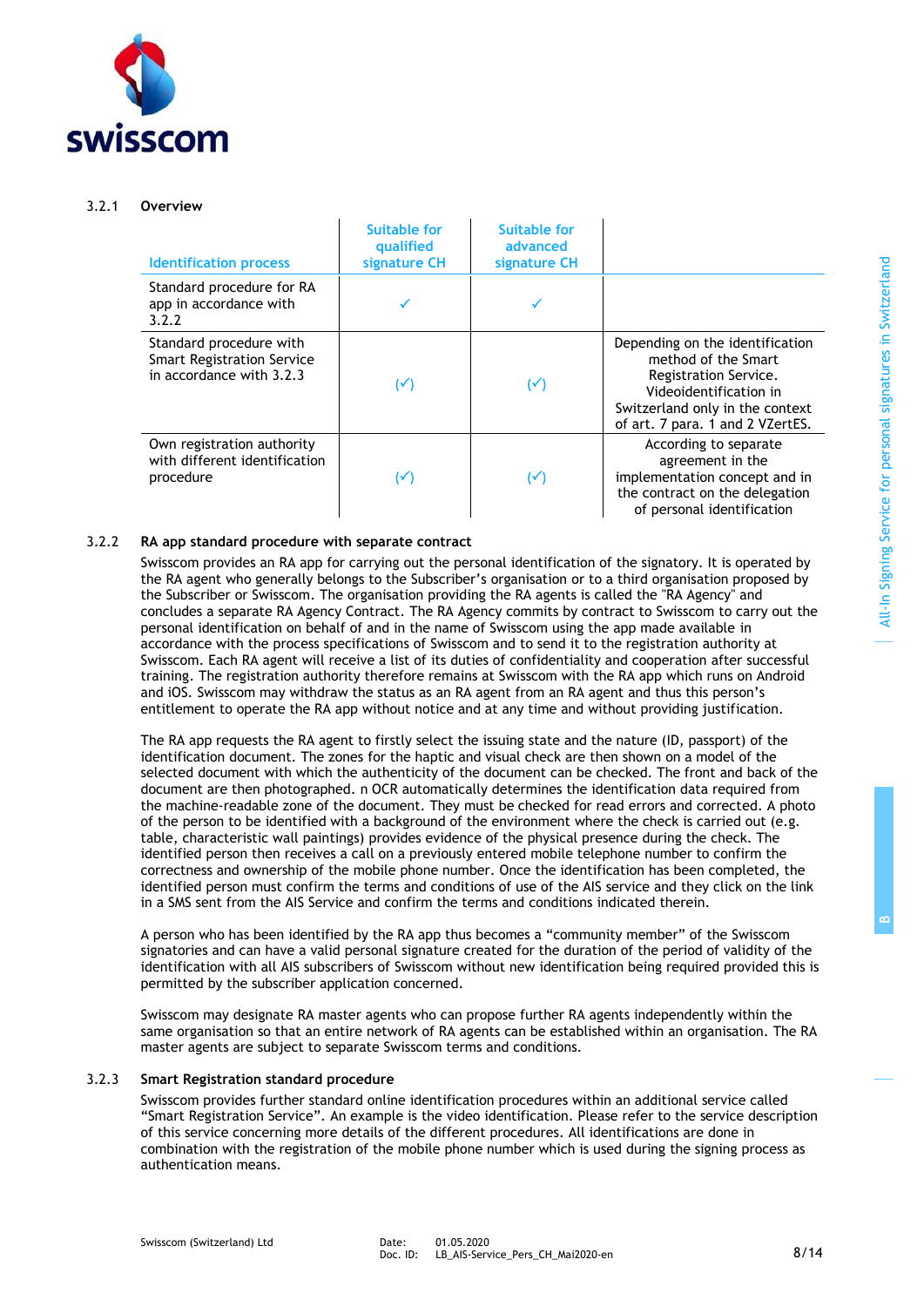### 3.2.1 Overview

| Identification process | Suitable for qualified signature CH | Suitable for advanced signature CH | |
|---|---|---|---|
| Standard procedure for RA app in accordance with 3.2.2 | ✓ | ✓ | |
| Standard procedure with Smart Registration Service in accordance with 3.2.3 | (✓) | (✓) | Depending on the identification method of the Smart Registration Service. Videoidentification in Switzerland only in the context of art. 7 para. 1 and 2 VZertES. |
| Own registration authority with different identification procedure | (✓) | (✓) | According to separate agreement in the implementation concept and in the contract on the delegation of personal identification |

### 3.2.2 RA app standard procedure with separate contract

Swisscom provides an RA app for carrying out the personal identification of the signatory. It is operated by the RA agent who generally belongs to the Subscriber's organisation or to a third organisation proposed by the Subscriber or Swisscom. The organisation providing the RA agents is called the "RA Agency" and concludes a separate RA Agency Contract. The RA Agency commits by contract to Swisscom to carry out the personal identification on behalf of and in the name of Swisscom using the app made available in accordance with the process specifications of Swisscom and to send it to the registration authority at Swisscom. Each RA agent will receive a list of its duties of confidentiality and cooperation after successful training. The registration authority therefore remains at Swisscom with the RA app which runs on Android and iOS. Swisscom may withdraw the status as an RA agent from an RA agent and thus this person's entitlement to operate the RA app without notice and at any time and without providing justification.

The RA app requests the RA agent to firstly select the issuing state and the nature (ID, passport) of the identification document. The zones for the haptic and visual check are then shown on a model of the selected document with which the authenticity of the document can be checked. The front and back of the document are then photographed. n OCR automatically determines the identification data required from the machine-readable zone of the document. They must be checked for read errors and corrected. A photo of the person to be identified with a background of the environment where the check is carried out (e.g. table, characteristic wall paintings) provides evidence of the physical presence during the check. The identified person then receives a call on a previously entered mobile telephone number to confirm the correctness and ownership of the mobile phone number. Once the identification has been completed, the identified person must confirm the terms and conditions of use of the AIS service and they click on the link in a SMS sent from the AIS Service and confirm the terms and conditions indicated therein.

A person who has been identified by the RA app thus becomes a "community member" of the Swisscom signatories and can have a valid personal signature created for the duration of the period of validity of the identification with all AIS subscribers of Swisscom without new identification being required provided this is permitted by the subscriber application concerned.

Swisscom may designate RA master agents who can propose further RA agents independently within the same organisation so that an entire network of RA agents can be established within an organisation. The RA master agents are subject to separate Swisscom terms and conditions.

### 3.2.3 Smart Registration standard procedure

Swisscom provides further standard online identification procedures within an additional service called "Smart Registration Service". An example is the video identification. Please refer to the service description of this service concerning more details of the different procedures. All identifications are done in combination with the registration of the mobile phone number which is used during the signing process as authentication means.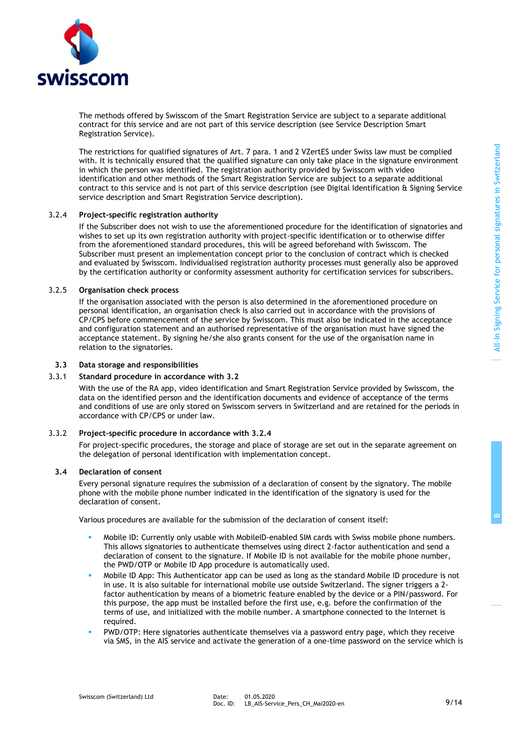The methods offered by Swisscom of the Smart Registration Service are subject to a separate additional contract for this service and are not part of this service description (see Service Description Smart Registration Service).

The restrictions for qualified signatures of Art. 7 para. 1 and 2 VZertES under Swiss law must be complied with. It is technically ensured that the qualified signature can only take place in the signature environment in which the person was identified. The registration authority provided by Swisscom with video identification and other methods of the Smart Registration Service are subject to a separate additional contract to this service and is not part of this service description (see Digital Identification & Signing Service service description and Smart Registration Service description).

#### 3.2.4 Project-specific registration authority

If the Subscriber does not wish to use the aforementioned procedure for the identification of signatories and wishes to set up its own registration authority with project-specific identification or to otherwise differ from the aforementioned standard procedures, this will be agreed beforehand with Swisscom. The Subscriber must present an implementation concept prior to the conclusion of contract which is checked and evaluated by Swisscom. Individualised registration authority processes must generally also be approved by the certification authority or conformity assessment authority for certification services for subscribers.

#### 3.2.5 Organisation check process

If the organisation associated with the person is also determined in the aforementioned procedure on personal identification, an organisation check is also carried out in accordance with the provisions of CP/CPS before commencement of the service by Swisscom. This must also be indicated in the acceptance and configuration statement and an authorised representative of the organisation must have signed the acceptance statement. By signing he/she also grants consent for the use of the organisation name in relation to the signatories.

### 3.3 Data storage and responsibilities

#### 3.3.1 Standard procedure in accordance with 3.2

With the use of the RA app, video identification and Smart Registration Service provided by Swisscom, the data on the identified person and the identification documents and evidence of acceptance of the terms and conditions of use are only stored on Swisscom servers in Switzerland and are retained for the periods in accordance with CP/CPS or under law.

#### 3.3.2 Project-specific procedure in accordance with 3.2.4

For project-specific procedures, the storage and place of storage are set out in the separate agreement on the delegation of personal identification with implementation concept.

### 3.4 Declaration of consent

Every personal signature requires the submission of a declaration of consent by the signatory. The mobile phone with the mobile phone number indicated in the identification of the signatory is used for the declaration of consent.

Various procedures are available for the submission of the declaration of consent itself:

- Mobile ID: Currently only usable with MobileID-enabled SIM cards with Swiss mobile phone numbers. This allows signatories to authenticate themselves using direct 2-factor authentication and send a declaration of consent to the signature. If Mobile ID is not available for the mobile phone number, the PWD/OTP or Mobile ID App procedure is automatically used.
- Mobile ID App: This Authenticator app can be used as long as the standard Mobile ID procedure is not in use. It is also suitable for international mobile use outside Switzerland. The signer triggers a 2-factor authentication by means of a biometric feature enabled by the device or a PIN/password. For this purpose, the app must be installed before the first use, e.g. before the confirmation of the terms of use, and initialized with the mobile number. A smartphone connected to the Internet is required.
- PWD/OTP: Here signatories authenticate themselves via a password entry page, which they receive via SMS, in the AIS service and activate the generation of a one-time password on the service which is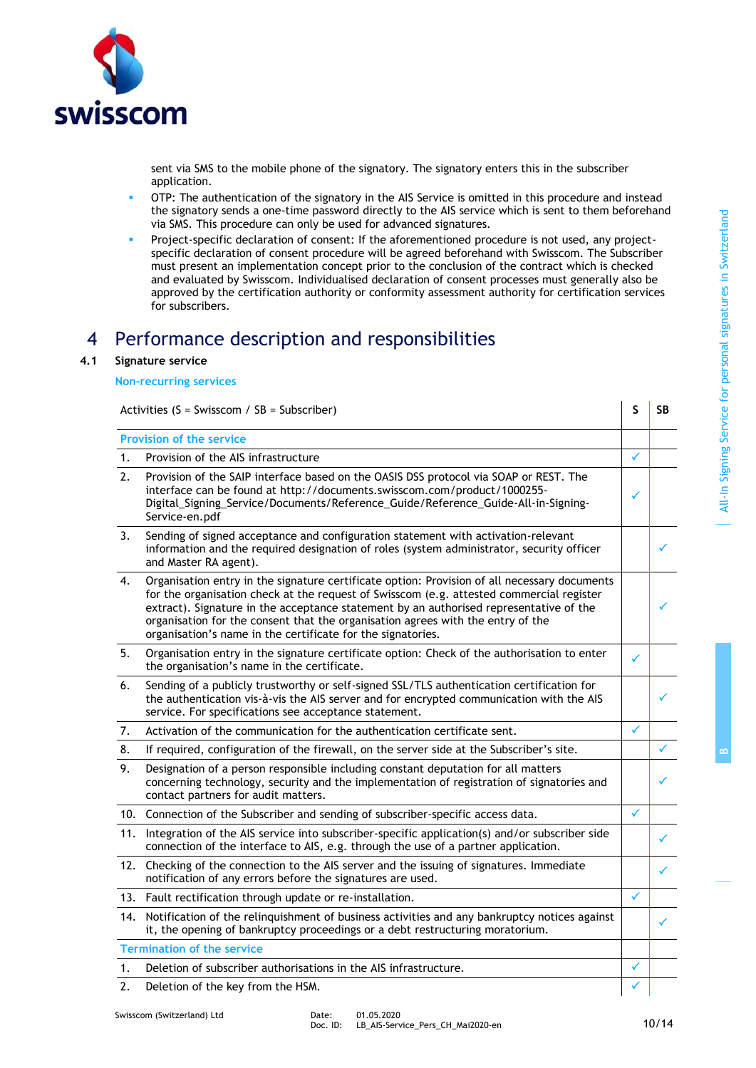sent via SMS to the mobile phone of the signatory. The signatory enters this in the subscriber application.

- OTP: The authentication of the signatory in the AIS Service is omitted in this procedure and instead the signatory sends a one-time password directly to the AIS service which is sent to them beforehand via SMS. This procedure can only be used for advanced signatures.
- Project-specific declaration of consent: If the aforementioned procedure is not used, any project-specific declaration of consent procedure will be agreed beforehand with Swisscom. The Subscriber must present an implementation concept prior to the conclusion of the contract which is checked and evaluated by Swisscom. Individualised declaration of consent processes must generally also be approved by the certification authority or conformity assessment authority for certification services for subscribers.

# 4 Performance description and responsibilities

## 4.1 Signature service

### Non-recurring services

| Activities (S = Swisscom / SB = Subscriber) | S | SB |
|---|---|---|
| **Provision of the service** | | |
| 1. Provision of the AIS infrastructure | ✓ | |
| 2. Provision of the SAIP interface based on the OASIS DSS protocol via SOAP or REST. The interface can be found at http://documents.swisscom.com/product/1000255-Digital_Signing_Service/Documents/Reference_Guide/Reference_Guide-All-in-Signing-Service-en.pdf | ✓ | |
| 3. Sending of signed acceptance and configuration statement with activation-relevant information and the required designation of roles (system administrator, security officer and Master RA agent). | | ✓ |
| 4. Organisation entry in the signature certificate option: Provision of all necessary documents for the organisation check at the request of Swisscom (e.g. attested commercial register extract). Signature in the acceptance statement by an authorised representative of the organisation for the consent that the organisation agrees with the entry of the organisation's name in the certificate for the signatories. | | ✓ |
| 5. Organisation entry in the signature certificate option: Check of the authorisation to enter the organisation's name in the certificate. | ✓ | |
| 6. Sending of a publicly trustworthy or self-signed SSL/TLS authentication certification for the authentication vis-à-vis the AIS server and for encrypted communication with the AIS service. For specifications see acceptance statement. | | ✓ |
| 7. Activation of the communication for the authentication certificate sent. | ✓ | |
| 8. If required, configuration of the firewall, on the server side at the Subscriber's site. | | ✓ |
| 9. Designation of a person responsible including constant deputation for all matters concerning technology, security and the implementation of registration of signatories and contact partners for audit matters. | | ✓ |
| 10. Connection of the Subscriber and sending of subscriber-specific access data. | ✓ | |
| 11. Integration of the AIS service into subscriber-specific application(s) and/or subscriber side connection of the interface to AIS, e.g. through the use of a partner application. | | ✓ |
| 12. Checking of the connection to the AIS server and the issuing of signatures. Immediate notification of any errors before the signatures are used. | | ✓ |
| 13. Fault rectification through update or re-installation. | ✓ | |
| 14. Notification of the relinquishment of business activities and any bankruptcy notices against it, the opening of bankruptcy proceedings or a debt restructuring moratorium. | | ✓ |
| **Termination of the service** | | |
| 1. Deletion of subscriber authorisations in the AIS infrastructure. | ✓ | |
| 2. Deletion of the key from the HSM. | ✓ | |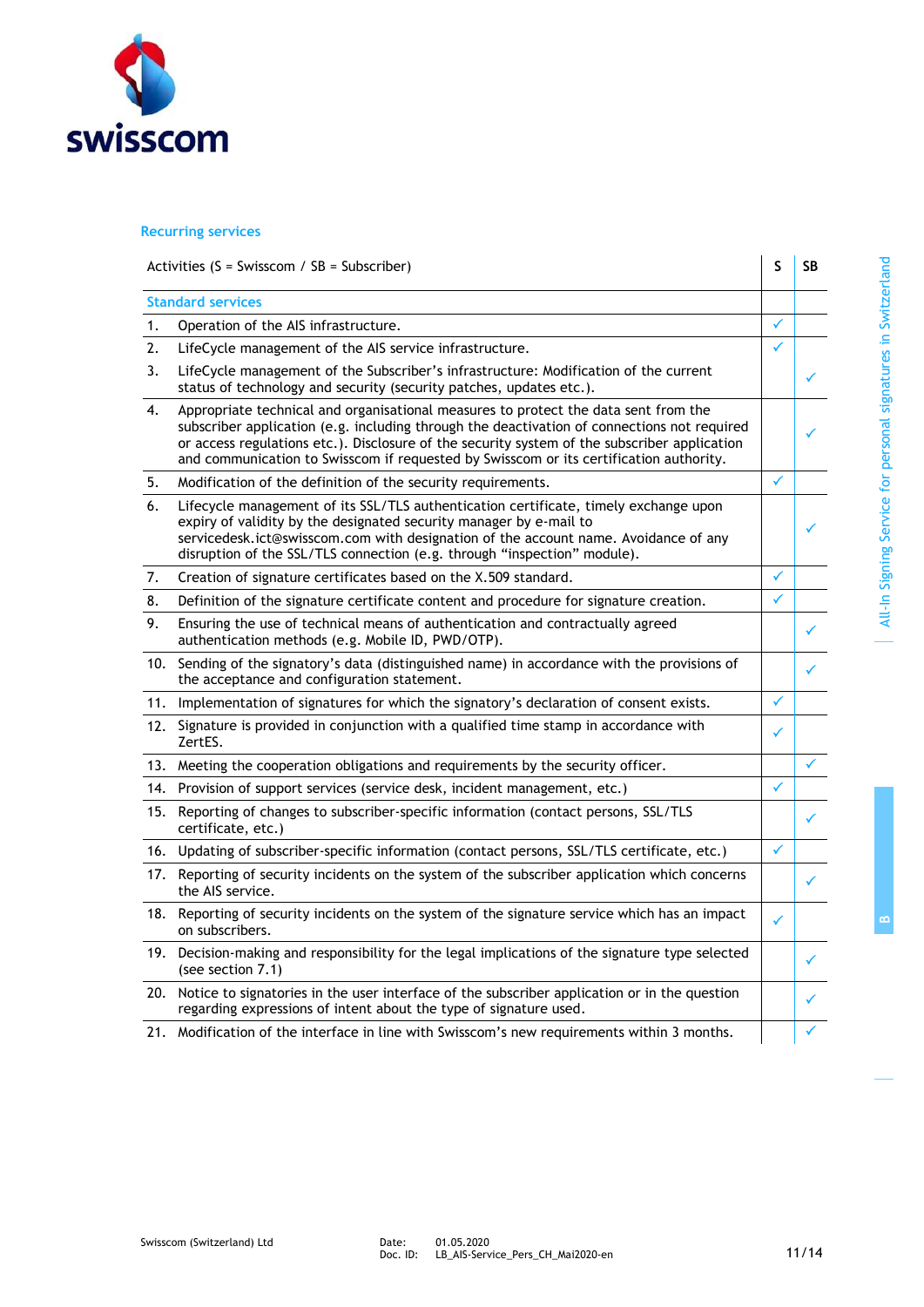## Recurring services

| Activities (S = Swisscom / SB = Subscriber) | | S | SB |
|---|---|---|---|
| **Standard services** | | | |
| 1. | Operation of the AIS infrastructure. | ✓ | |
| 2. | LifeCycle management of the AIS service infrastructure. | ✓ | |
| 3. | LifeCycle management of the Subscriber's infrastructure: Modification of the current status of technology and security (security patches, updates etc.). | | ✓ |
| 4. | Appropriate technical and organisational measures to protect the data sent from the subscriber application (e.g. including through the deactivation of connections not required or access regulations etc.). Disclosure of the security system of the subscriber application and communication to Swisscom if requested by Swisscom or its certification authority. | | ✓ |
| 5. | Modification of the definition of the security requirements. | ✓ | |
| 6. | Lifecycle management of its SSL/TLS authentication certificate, timely exchange upon expiry of validity by the designated security manager by e-mail to servicedesk.ict@swisscom.com with designation of the account name. Avoidance of any disruption of the SSL/TLS connection (e.g. through "inspection" module). | | ✓ |
| 7. | Creation of signature certificates based on the X.509 standard. | ✓ | |
| 8. | Definition of the signature certificate content and procedure for signature creation. | ✓ | |
| 9. | Ensuring the use of technical means of authentication and contractually agreed authentication methods (e.g. Mobile ID, PWD/OTP). | | ✓ |
| 10. | Sending of the signatory's data (distinguished name) in accordance with the provisions of the acceptance and configuration statement. | | ✓ |
| 11. | Implementation of signatures for which the signatory's declaration of consent exists. | ✓ | |
| 12. | Signature is provided in conjunction with a qualified time stamp in accordance with ZertES. | ✓ | |
| 13. | Meeting the cooperation obligations and requirements by the security officer. | | ✓ |
| 14. | Provision of support services (service desk, incident management, etc.) | ✓ | |
| 15. | Reporting of changes to subscriber-specific information (contact persons, SSL/TLS certificate, etc.) | | ✓ |
| 16. | Updating of subscriber-specific information (contact persons, SSL/TLS certificate, etc.) | ✓ | |
| 17. | Reporting of security incidents on the system of the subscriber application which concerns the AIS service. | | ✓ |
| 18. | Reporting of security incidents on the system of the signature service which has an impact on subscribers. | ✓ | |
| 19. | Decision-making and responsibility for the legal implications of the signature type selected (see section 7.1) | | ✓ |
| 20. | Notice to signatories in the user interface of the subscriber application or in the question regarding expressions of intent about the type of signature used. | | ✓ |
| 21. | Modification of the interface in line with Swisscom's new requirements within 3 months. | | ✓ |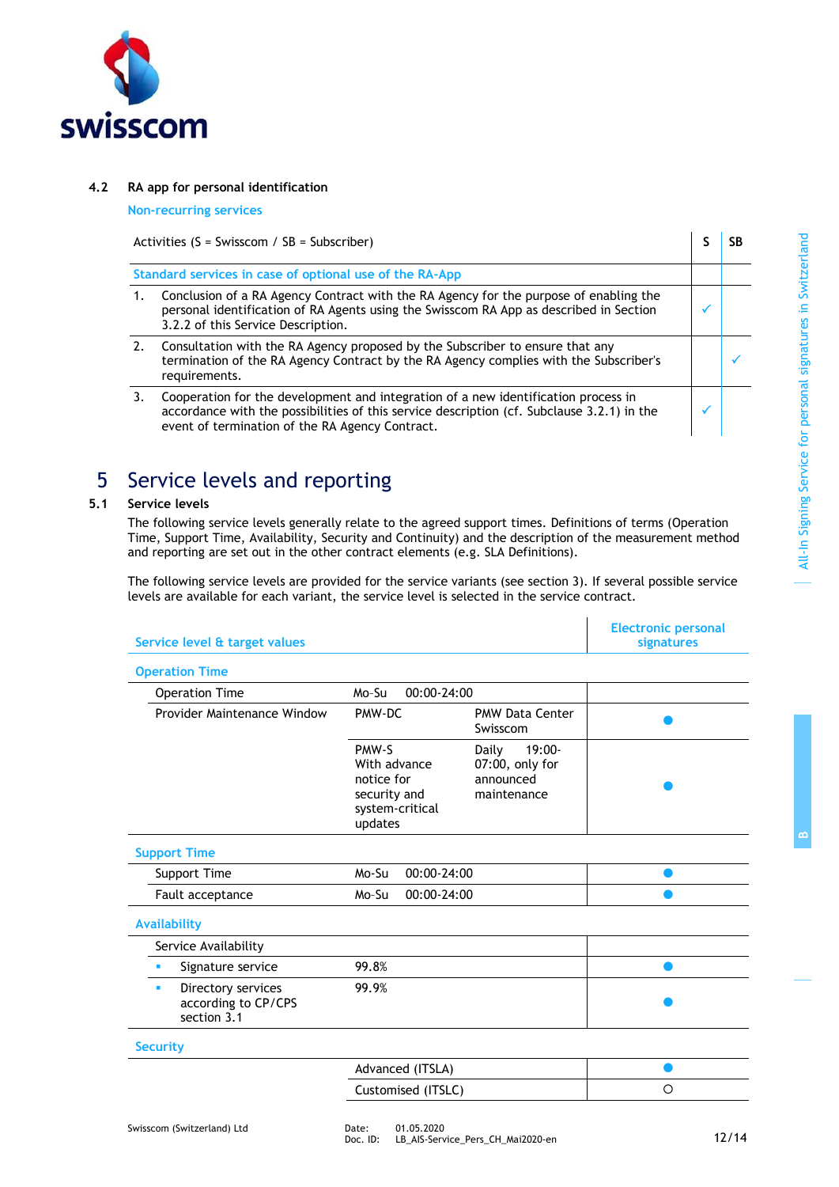### 4.2 RA app for personal identification

Non-recurring services

| Activities (S = Swisscom / SB = Subscriber) | S | SB |
|---|---|---|
| **Standard services in case of optional use of the RA-App** | | |
| 1. Conclusion of a RA Agency Contract with the RA Agency for the purpose of enabling the personal identification of RA Agents using the Swisscom RA App as described in Section 3.2.2 of this Service Description. | ✓ | |
| 2. Consultation with the RA Agency proposed by the Subscriber to ensure that any termination of the RA Agency Contract by the RA Agency complies with the Subscriber's requirements. | | ✓ |
| 3. Cooperation for the development and integration of a new identification process in accordance with the possibilities of this service description (cf. Subclause 3.2.1) in the event of termination of the RA Agency Contract. | ✓ | |

# 5 Service levels and reporting

### 5.1 Service levels

The following service levels generally relate to the agreed support times. Definitions of terms (Operation Time, Support Time, Availability, Security and Continuity) and the description of the measurement method and reporting are set out in the other contract elements (e.g. SLA Definitions).

The following service levels are provided for the service variants (see section 3). If several possible service levels are available for each variant, the service level is selected in the service contract.

| Service level & target values | | | Electronic personal signatures |
|---|---|---|---|
| **Operation Time** | | | |
| Operation Time | Mo-Su 00:00-24:00 | | |
| Provider Maintenance Window | PMW-DC | PMW Data Center Swisscom | ● |
| | PMW-S With advance notice for security and system-critical updates | Daily 19:00-07:00, only for announced maintenance | ● |
| **Support Time** | | | |
| Support Time | Mo-Su 00:00-24:00 | | ● |
| Fault acceptance | Mo-Su 00:00-24:00 | | ● |
| **Availability** | | | |
| Service Availability | | | |
| ▪ Signature service | 99.8% | | ● |
| ▪ Directory services according to CP/CPS section 3.1 | 99.9% | | ● |
| **Security** | | | |
| | Advanced (ITSLA) | | ● |
| | Customised (ITSLC) | | ○ |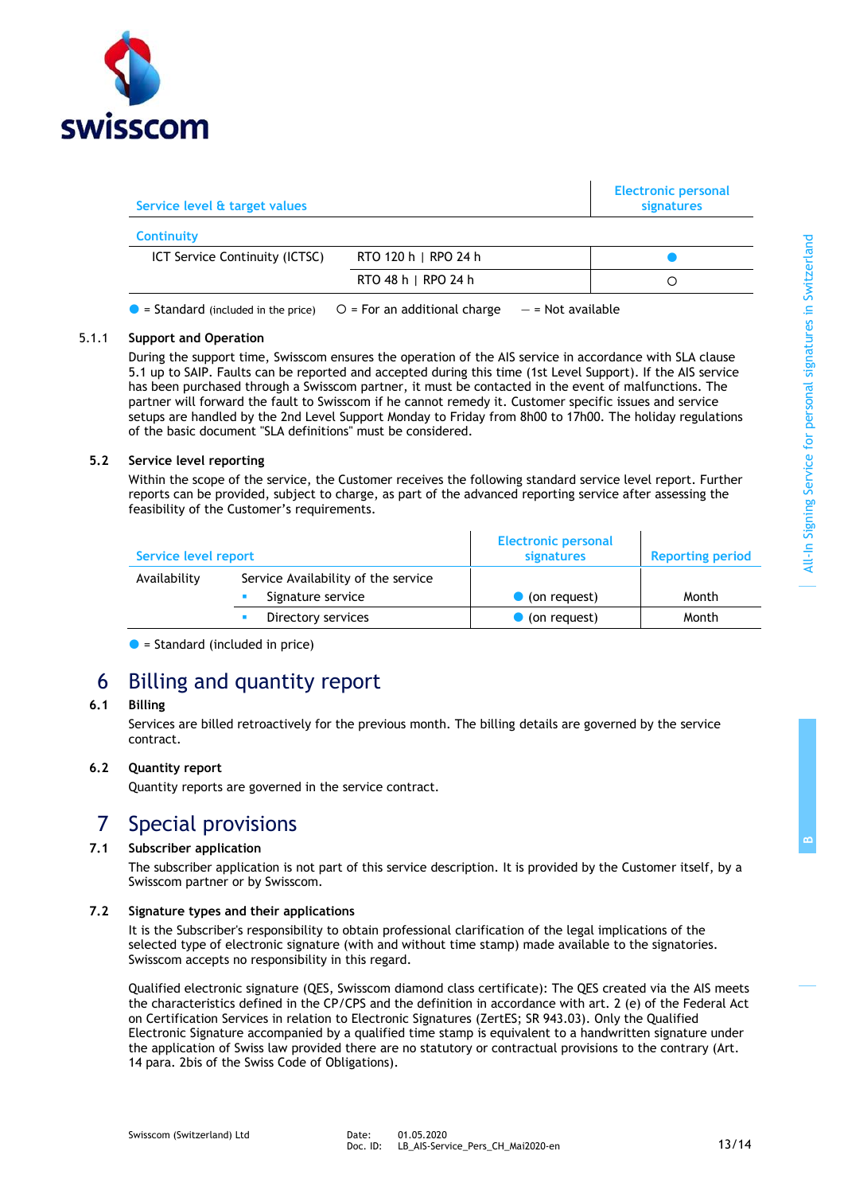| Service level & target values | | Electronic personal signatures |
|---|---|---|
| **Continuity** | | |
| ICT Service Continuity (ICTSC) | RTO 120 h \| RPO 24 h | ● |
| | RTO 48 h \| RPO 24 h | ○ |

● = Standard (included in the price) ○ = For an additional charge – = Not available

#### 5.1.1 Support and Operation

During the support time, Swisscom ensures the operation of the AIS service in accordance with SLA clause 5.1 up to SAIP. Faults can be reported and accepted during this time (1st Level Support). If the AIS service has been purchased through a Swisscom partner, it must be contacted in the event of malfunctions. The partner will forward the fault to Swisscom if he cannot remedy it. Customer specific issues and service setups are handled by the 2nd Level Support Monday to Friday from 8h00 to 17h00. The holiday regulations of the basic document "SLA definitions" must be considered.

### 5.2 Service level reporting

Within the scope of the service, the Customer receives the following standard service level report. Further reports can be provided, subject to charge, as part of the advanced reporting service after assessing the feasibility of the Customer's requirements.

| Service level report | | Electronic personal signatures | Reporting period |
|---|---|---|---|
| Availability | Service Availability of the service | | |
| | ▪ Signature service | ● (on request) | Month |
| | ▪ Directory services | ● (on request) | Month |

● = Standard (included in price)

# 6 Billing and quantity report

### 6.1 Billing

Services are billed retroactively for the previous month. The billing details are governed by the service contract.

### 6.2 Quantity report

Quantity reports are governed in the service contract.

# 7 Special provisions

### 7.1 Subscriber application

The subscriber application is not part of this service description. It is provided by the Customer itself, by a Swisscom partner or by Swisscom.

### 7.2 Signature types and their applications

It is the Subscriber's responsibility to obtain professional clarification of the legal implications of the selected type of electronic signature (with and without time stamp) made available to the signatories. Swisscom accepts no responsibility in this regard.

Qualified electronic signature (QES, Swisscom diamond class certificate): The QES created via the AIS meets the characteristics defined in the CP/CPS and the definition in accordance with art. 2 (e) of the Federal Act on Certification Services in relation to Electronic Signatures (ZertES; SR 943.03). Only the Qualified Electronic Signature accompanied by a qualified time stamp is equivalent to a handwritten signature under the application of Swiss law provided there are no statutory or contractual provisions to the contrary (Art. 14 para. 2bis of the Swiss Code of Obligations).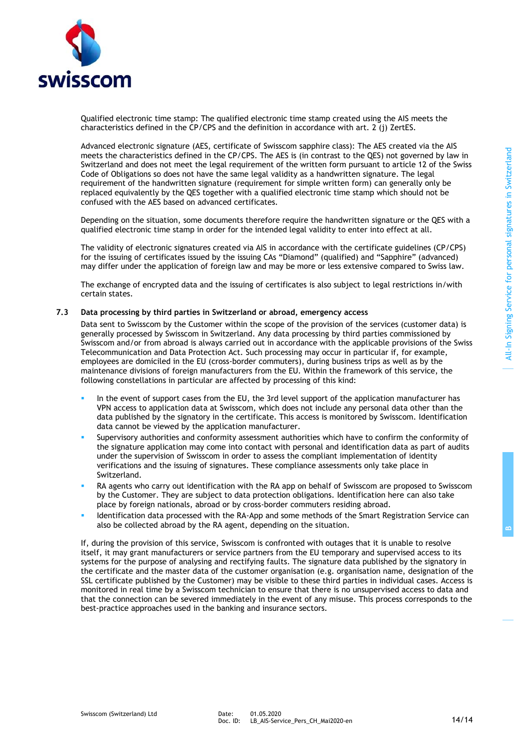Qualified electronic time stamp: The qualified electronic time stamp created using the AIS meets the characteristics defined in the CP/CPS and the definition in accordance with art. 2 (j) ZertES.

Advanced electronic signature (AES, certificate of Swisscom sapphire class): The AES created via the AIS meets the characteristics defined in the CP/CPS. The AES is (in contrast to the QES) not governed by law in Switzerland and does not meet the legal requirement of the written form pursuant to article 12 of the Swiss Code of Obligations so does not have the same legal validity as a handwritten signature. The legal requirement of the handwritten signature (requirement for simple written form) can generally only be replaced equivalently by the QES together with a qualified electronic time stamp which should not be confused with the AES based on advanced certificates.

Depending on the situation, some documents therefore require the handwritten signature or the QES with a qualified electronic time stamp in order for the intended legal validity to enter into effect at all.

The validity of electronic signatures created via AIS in accordance with the certificate guidelines (CP/CPS) for the issuing of certificates issued by the issuing CAs "Diamond" (qualified) and "Sapphire" (advanced) may differ under the application of foreign law and may be more or less extensive compared to Swiss law.

The exchange of encrypted data and the issuing of certificates is also subject to legal restrictions in/with certain states.

### 7.3 Data processing by third parties in Switzerland or abroad, emergency access

Data sent to Swisscom by the Customer within the scope of the provision of the services (customer data) is generally processed by Swisscom in Switzerland. Any data processing by third parties commissioned by Swisscom and/or from abroad is always carried out in accordance with the applicable provisions of the Swiss Telecommunication and Data Protection Act. Such processing may occur in particular if, for example, employees are domiciled in the EU (cross-border commuters), during business trips as well as by the maintenance divisions of foreign manufacturers from the EU. Within the framework of this service, the following constellations in particular are affected by processing of this kind:

- In the event of support cases from the EU, the 3rd level support of the application manufacturer has VPN access to application data at Swisscom, which does not include any personal data other than the data published by the signatory in the certificate. This access is monitored by Swisscom. Identification data cannot be viewed by the application manufacturer.
- Supervisory authorities and conformity assessment authorities which have to confirm the conformity of the signature application may come into contact with personal and identification data as part of audits under the supervision of Swisscom in order to assess the compliant implementation of identity verifications and the issuing of signatures. These compliance assessments only take place in Switzerland.
- RA agents who carry out identification with the RA app on behalf of Swisscom are proposed to Swisscom by the Customer. They are subject to data protection obligations. Identification here can also take place by foreign nationals, abroad or by cross-border commuters residing abroad.
- Identification data processed with the RA-App and some methods of the Smart Registration Service can also be collected abroad by the RA agent, depending on the situation.

If, during the provision of this service, Swisscom is confronted with outages that it is unable to resolve itself, it may grant manufacturers or service partners from the EU temporary and supervised access to its systems for the purpose of analysing and rectifying faults. The signature data published by the signatory in the certificate and the master data of the customer organisation (e.g. organisation name, designation of the SSL certificate published by the Customer) may be visible to these third parties in individual cases. Access is monitored in real time by a Swisscom technician to ensure that there is no unsupervised access to data and that the connection can be severed immediately in the event of any misuse. This process corresponds to the best-practice approaches used in the banking and insurance sectors.